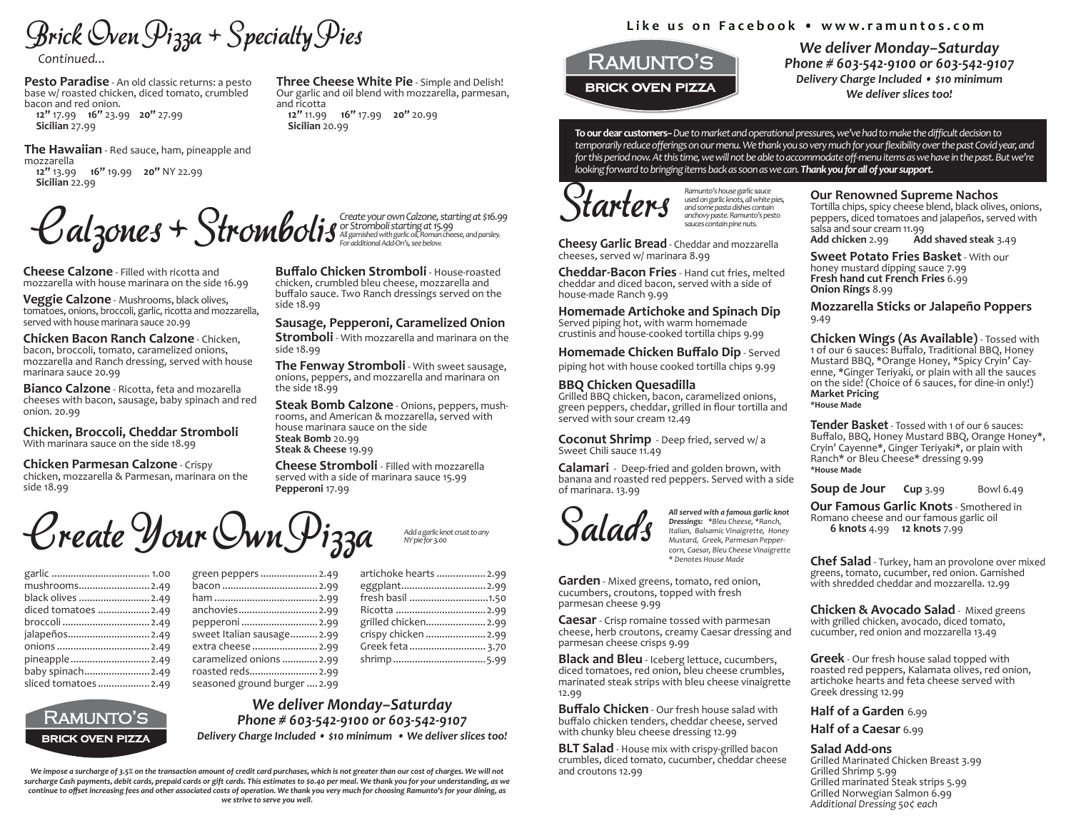# Brick Oven Pizza + Specialty Pies

*Continued...*

**Pesto Paradise** - An old classic returns: a pesto base w/ roasted chicken, diced tomato, crumbled bacon and red onion.
**12"** 17.99 **16"** 23.99 **20"** 27.99
**Sicilian** 27.99

**The Hawaiian** - Red sauce, ham, pineapple and mozzarella
**12"** 13.99 **16"** 19.99 **20"** NY 22.99
**Sicilian** 22.99

**Three Cheese White Pie** - Simple and Delish! Our garlic and oil blend with mozzarella, parmesan, and ricotta
**12"** 11.99 **16"** 17.99 **20"** 20.99
**Sicilian** 20.99

# Calzones + Strombolis

*Create your own Calzone, starting at $16.99 or Stromboli starting at 15.99*
*All garnished with garlic oil, Roman cheese, and parsley. For additional Add-On's, see below.*

**Cheese Calzone** - Filled with ricotta and mozzarella with house marinara on the side 16.99

**Veggie Calzone** - Mushrooms, black olives, tomatoes, onions, broccoli, garlic, ricotta and mozzarella, served with house marinara sauce 20.99

**Chicken Bacon Ranch Calzone** - Chicken, bacon, broccoli, tomato, caramelized onions, mozzarella and Ranch dressing, served with house marinara sauce 20.99

**Bianco Calzone** - Ricotta, feta and mozarella cheeses with bacon, sausage, baby spinach and red onion. 20.99

**Chicken, Broccoli, Cheddar Stromboli**
With marinara sauce on the side 18.99

**Chicken Parmesan Calzone** - Crispy chicken, mozzarella & Parmesan, marinara on the side 18.99

**Buffalo Chicken Stromboli** - House-roasted chicken, crumbled bleu cheese, mozzarella and buffalo sauce. Two Ranch dressings served on the side 18.99

**Sausage, Pepperoni, Caramelized Onion Stromboli** - With mozzarella and marinara on the side 18.99

**The Fenway Stromboli** - With sweet sausage, onions, peppers, and mozzarella and marinara on the side 18.99

**Steak Bomb Calzone** - Onions, peppers, mushrooms, and American & mozzarella, served with house marinara sauce on the side
**Steak Bomb** 20.99
**Steak & Cheese** 19.99

**Cheese Stromboli** - Filled with mozzarella served with a side of marinara sauce 15.99
**Pepperoni** 17.99

# Create Your Own Pizza

*Add a garlic knot crust to any NY pie for 3.00*

| | | | | | |
|---|---|---|---|---|---|
| garlic | 1.00 | green peppers | 2.49 | artichoke hearts | 2.99 |
| mushrooms | 2.49 | bacon | 2.99 | eggplant | 2.99 |
| black olives | 2.49 | ham | 2.99 | fresh basil | 1.50 |
| diced tomatoes | 2.49 | anchovies | 2.99 | Ricotta | 2.99 |
| broccoli | 2.49 | pepperoni | 2.99 | grilled chicken | 2.99 |
| jalapeños | 2.49 | sweet Italian sausage | 2.99 | crispy chicken | 2.99 |
| onions | 2.49 | extra cheese | 2.99 | Greek feta | 3.70 |
| pineapple | 2.49 | caramelized onions | 2.99 | shrimp | 5.99 |
| baby spinach | 2.49 | roasted reds | 2.99 | | |
| sliced tomatoes | 2.49 | seasoned ground burger | 2.99 | | |

RAMUNTO'S
BRICK OVEN PIZZA

***We deliver Monday–Saturday***
***Phone # 603-542-9100 or 603-542-9107***
*Delivery Charge Included • $10 minimum • We deliver slices too!*

*We impose a surcharge of 3.5% on the transaction amount of credit card purchases, which is not greater than our cost of charges. We will not surcharge Cash payments, debit cards, prepaid cards or gift cards. This estimates to $0.40 per meal. We thank you for your understanding, as we continue to offset increasing fees and other associated costs of operation. We thank you very much for choosing Ramunto's for your dining, as we strive to serve you well.*

**Like us on Facebook • www.ramuntos.com**

RAMUNTO'S
BRICK OVEN PIZZA

***We deliver Monday–Saturday***
***Phone # 603-542-9100 or 603-542-9107***
***Delivery Charge Included • $10 minimum***
***We deliver slices too!***

**To our dear customers–** *Due to market and operational pressures, we've had to make the difficult decision to temporarily reduce offerings on our menu. We thank you so very much for your flexibility over the past Covid year, and for this period now. At this time, we will not be able to accommodate off-menu items as we have in the past. But we're looking forward to bringing items back as soon as we can.* ***Thank you for all of your support.***

# Starters

*Ramunto's house garlic sauce used on garlic knots, all white pies, and some pasta dishes contain anchovy paste. Ramunto's pesto sauces contain pine nuts.*

**Cheesy Garlic Bread** - Cheddar and mozzarella cheeses, served w/ marinara 8.99

**Cheddar-Bacon Fries** - Hand cut fries, melted cheddar and diced bacon, served with a side of house-made Ranch 9.99

**Homemade Artichoke and Spinach Dip**
Served piping hot, with warm homemade crustinis and house-cooked tortilla chips 9.99

**Homemade Chicken Buffalo Dip** - Served piping hot with house cooked tortilla chips 9.99

**BBQ Chicken Quesadilla**
Grilled BBQ chicken, bacon, caramelized onions, green peppers, cheddar, grilled in flour tortilla and served with sour cream 12.49

**Coconut Shrimp** - Deep fried, served w/ a Sweet Chili sauce 11.49

**Calamari** - Deep-fried and golden brown, with banana and roasted red peppers. Served with a side of marinara. 13.99

**Our Renowned Supreme Nachos**
Tortilla chips, spicy cheese blend, black olives, onions, peppers, diced tomatoes and jalapeños, served with salsa and sour cream 11.99
**Add chicken** 2.99 **Add shaved steak** 3.49

**Sweet Potato Fries Basket** - With our honey mustard dipping sauce 7.99
**Fresh hand cut French Fries** 6.99
**Onion Rings** 8.99

**Mozzarella Sticks or Jalapeño Poppers**
9.49

**Chicken Wings (As Available)** - Tossed with 1 of our 6 sauces: Buffalo, Traditional BBQ, Honey Mustard BBQ, *Orange Honey, *Spicy Cryin' Cayenne, *Ginger Teriyaki, or plain with all the sauces on the side! (Choice of 6 sauces, for dine-in only!)
**Market Pricing**
***House Made**

**Tender Basket** - Tossed with 1 of our 6 sauces: Buffalo, BBQ, Honey Mustard BBQ, Orange Honey*, Cryin' Cayenne*, Ginger Teriyaki*, or plain with Ranch* or Bleu Cheese* dressing 9.99
***House Made**

**Soup de Jour** **Cup** 3.99 Bowl 6.49

**Our Famous Garlic Knots** - Smothered in Romano cheese and our famous garlic oil
**6 knots** 4.99 **12 knots** 7.99

# Salads

***All served with a famous garlic knot***
***Dressings:*** *\*Bleu Cheese, \*Ranch, Italian, Balsamic Vinaigrette, Honey Mustard, Greek, Parmesan Peppercorn, Caesar, Bleu Cheese Vinaigrette*
*\* Denotes House Made*

**Garden** - Mixed greens, tomato, red onion, cucumbers, croutons, topped with fresh parmesan cheese 9.99

**Caesar** - Crisp romaine tossed with parmesan cheese, herb croutons, creamy Caesar dressing and parmesan cheese crisps 9.99

**Black and Bleu** - Iceberg lettuce, cucumbers, diced tomatoes, red onion, bleu cheese crumbles, marinated steak strips with bleu cheese vinaigrette 12.99

**Buffalo Chicken** - Our fresh house salad with buffalo chicken tenders, cheddar cheese, served with chunky bleu cheese dressing 12.99

**BLT Salad** - House mix with crispy-grilled bacon crumbles, diced tomato, cucumber, cheddar cheese and croutons 12.99

**Chef Salad** - Turkey, ham an provolone over mixed greens, tomato, cucumber, red onion. Garnished with shredded cheddar and mozzarella. 12.99

**Chicken & Avocado Salad** - Mixed greens with grilled chicken, avocado, diced tomato, cucumber, red onion and mozzarella 13.49

**Greek** - Our fresh house salad topped with roasted red peppers, Kalamata olives, red onion, artichoke hearts and feta cheese served with Greek dressing 12.99

**Half of a Garden** 6.99

**Half of a Caesar** 6.99

**Salad Add-ons**
Grilled Marinated Chicken Breast 3.99
Grilled Shrimp 5.99
Grilled marinated Steak strips 5.99
Grilled Norwegian Salmon 6.99
*Additional Dressing 50¢ each*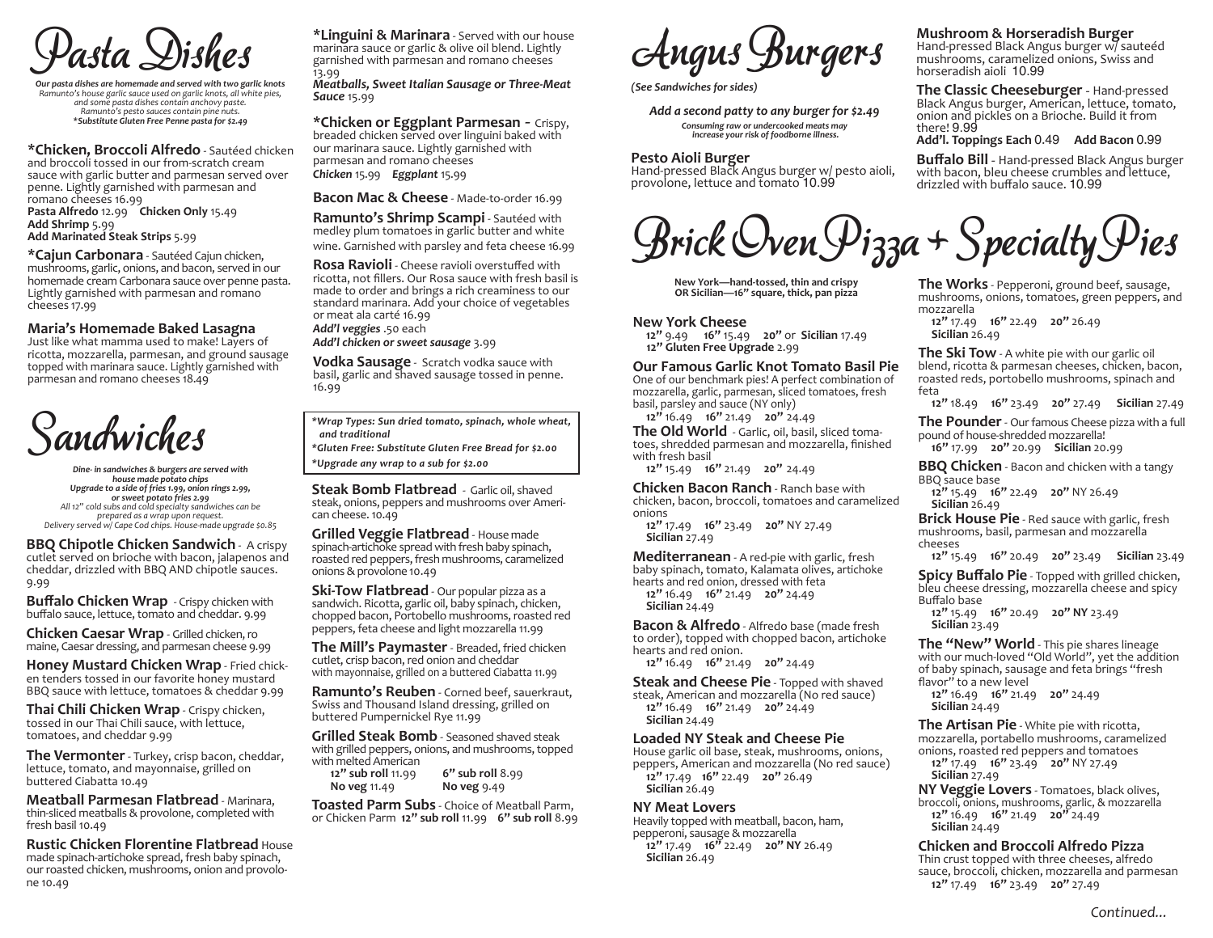# Pasta Dishes

*Our pasta dishes are homemade and served with two garlic knots*
*Ramunto's house garlic sauce used on garlic knots, all white pies, and some pasta dishes contain anchovy paste.*
*Ramunto's pesto sauces contain pine nuts.*
*\*Substitute Gluten Free Penne pasta for $2.49*

**\*Chicken, Broccoli Alfredo** - Sautéed chicken and broccoli tossed in our from-scratch cream sauce with garlic butter and parmesan served over penne. Lightly garnished with parmesan and romano cheeses 16.99
**Pasta Alfredo** 12.99 **Chicken Only** 15.49
**Add Shrimp** 5.99
**Add Marinated Steak Strips** 5.99

**\*Cajun Carbonara** - Sautéed Cajun chicken, mushrooms, garlic, onions, and bacon, served in our homemade cream Carbonara sauce over penne pasta. Lightly garnished with parmesan and romano cheeses 17.99

**Maria's Homemade Baked Lasagna**
Just like what mamma used to make! Layers of ricotta, mozzarella, parmesan, and ground sausage topped with marinara sauce. Lightly garnished with parmesan and romano cheeses 18.49

**\*Linguini & Marinara** - Served with our house marinara sauce or garlic & olive oil blend. Lightly garnished with parmesan and romano cheeses 13.99
*Meatballs, Sweet Italian Sausage or Three-Meat Sauce* 15.99

**\*Chicken or Eggplant Parmesan** - Crispy, breaded chicken served over linguini baked with our marinara sauce. Lightly garnished with parmesan and romano cheeses
*Chicken* 15.99 *Eggplant* 15.99

**Bacon Mac & Cheese** - Made-to-order 16.99

**Ramunto's Shrimp Scampi** - Sautéed with medley plum tomatoes in garlic butter and white wine. Garnished with parsley and feta cheese 16.99

**Rosa Ravioli** - Cheese ravioli overstuffed with ricotta, not fillers. Our Rosa sauce with fresh basil is made to order and brings a rich creaminess to our standard marinara. Add your choice of vegetables or meat ala carté 16.99
*Add'l veggies* .50 each
*Add'l chicken or sweet sausage* 3.99

**Vodka Sausage** - Scratch vodka sauce with basil, garlic and shaved sausage tossed in penne. 16.99

# Sandwiches

*Dine- in sandwiches & burgers are served with house made potato chips*
*Upgrade to a side of fries 1.99, onion rings 2.99, or sweet potato fries 2.99*
*All 12" cold subs and cold specialty sandwiches can be prepared as a wrap upon request.*
*Delivery served w/ Cape Cod chips. House-made upgrade $0.85*

**BBQ Chipotle Chicken Sandwich** - A crispy cutlet served on brioche with bacon, jalapenos and cheddar, drizzled with BBQ AND chipotle sauces. 9.99

**Buffalo Chicken Wrap** - Crispy chicken with buffalo sauce, lettuce, tomato and cheddar. 9.99

**Chicken Caesar Wrap** - Grilled chicken, romaine, Caesar dressing, and parmesan cheese 9.99

**Honey Mustard Chicken Wrap** - Fried chicken tenders tossed in our favorite honey mustard BBQ sauce with lettuce, tomatoes & cheddar 9.99

**Thai Chili Chicken Wrap** - Crispy chicken, tossed in our Thai Chili sauce, with lettuce, tomatoes, and cheddar 9.99

**The Vermonter** - Turkey, crisp bacon, cheddar, lettuce, tomato, and mayonnaise, grilled on buttered Ciabatta 10.49

**Meatball Parmesan Flatbread** - Marinara, thin-sliced meatballs & provolone, completed with fresh basil 10.49

**Rustic Chicken Florentine Flatbread** House made spinach-artichoke spread, fresh baby spinach, our roasted chicken, mushrooms, onion and provolone 10.49

*\*Wrap Types: Sun dried tomato, spinach, whole wheat, and traditional*
*\*Gluten Free: Substitute Gluten Free Bread for $2.00*
*\*Upgrade any wrap to a sub for $2.00*

**Steak Bomb Flatbread** - Garlic oil, shaved steak, onions, peppers and mushrooms over American cheese. 10.49

**Grilled Veggie Flatbread** - House made spinach-artichoke spread with fresh baby spinach, roasted red peppers, fresh mushrooms, caramelized onions & provolone 10.49

**Ski-Tow Flatbread** - Our popular pizza as a sandwich. Ricotta, garlic oil, baby spinach, chicken, chopped bacon, Portobello mushrooms, roasted red peppers, feta cheese and light mozzarella 11.99

**The Mill's Paymaster** - Breaded, fried chicken cutlet, crisp bacon, red onion and cheddar with mayonnaise, grilled on a buttered Ciabatta 11.99

**Ramunto's Reuben** - Corned beef, sauerkraut, Swiss and Thousand Island dressing, grilled on buttered Pumpernickel Rye 11.99

**Grilled Steak Bomb** - Seasoned shaved steak with grilled peppers, onions, and mushrooms, topped with melted American
**12" sub roll** 11.99 **6" sub roll** 8.99
**No veg** 11.49 **No veg** 9.49

**Toasted Parm Subs** - Choice of Meatball Parm, or Chicken Parm **12" sub roll** 11.99 **6" sub roll** 8.99

# Angus Burgers

*(See Sandwiches for sides)*

*Add a second patty to any burger for $2.49*
*Consuming raw or undercooked meats may increase your risk of foodborne illness.*

**Pesto Aioli Burger**
Hand-pressed Black Angus burger w/ pesto aioli, provolone, lettuce and tomato 10.99

**Mushroom & Horseradish Burger**
Hand-pressed Black Angus burger w/ sauteéd mushrooms, caramelized onions, Swiss and horseradish aioli 10.99

**The Classic Cheeseburger** - Hand-pressed Black Angus burger, American, lettuce, tomato, onion and pickles on a Brioche. Build it from there! 9.99
**Add'l. Toppings Each** 0.49 **Add Bacon** 0.99

**Buffalo Bill** - Hand-pressed Black Angus burger with bacon, bleu cheese crumbles and lettuce, drizzled with buffalo sauce. 10.99

# Brick Oven Pizza + Specialty Pies

**New York—hand-tossed, thin and crispy OR Sicilian—16" square, thick, pan pizza**

**New York Cheese**
**12"** 9.49 **16"** 15.49 **20"** or **Sicilian** 17.49
**12" Gluten Free Upgrade** 2.99

**Our Famous Garlic Knot Tomato Basil Pie**
One of our benchmark pies! A perfect combination of mozzarella, garlic, parmesan, sliced tomatoes, fresh basil, parsley and sauce (NY only)
**12"** 16.49 **16"** 21.49 **20"** 24.49

**The Old World** - Garlic, oil, basil, sliced tomatoes, shredded parmesan and mozzarella, finished with fresh basil
**12"** 15.49 **16"** 21.49 **20"** 24.49

**Chicken Bacon Ranch** - Ranch base with chicken, bacon, broccoli, tomatoes and caramelized onions
**12"** 17.49 **16"** 23.49 **20"** NY 27.49
**Sicilian** 27.49

**Mediterranean** - A red-pie with garlic, fresh baby spinach, tomato, Kalamata olives, artichoke hearts and red onion, dressed with feta
**12"** 16.49 **16"** 21.49 **20"** 24.49
**Sicilian** 24.49

**Bacon & Alfredo** - Alfredo base (made fresh to order), topped with chopped bacon, artichoke hearts and red onion.
**12"** 16.49 **16"** 21.49 **20"** 24.49

**Steak and Cheese Pie** - Topped with shaved steak, American and mozzarella (No red sauce)
**12"** 16.49 **16"** 21.49 **20"** 24.49
**Sicilian** 24.49

**Loaded NY Steak and Cheese Pie**
House garlic oil base, steak, mushrooms, onions, peppers, American and mozzarella (No red sauce)
**12"** 17.49 **16"** 22.49 **20"** 26.49
**Sicilian** 26.49

**NY Meat Lovers**
Heavily topped with meatball, bacon, ham, pepperoni, sausage & mozzarella
**12"** 17.49 **16"** 22.49 **20" NY** 26.49
**Sicilian** 26.49

**The Works** - Pepperoni, ground beef, sausage, mushrooms, onions, tomatoes, green peppers, and mozzarella
**12"** 17.49 **16"** 22.49 **20"** 26.49
**Sicilian** 26.49

**The Ski Tow** - A white pie with our garlic oil blend, ricotta & parmesan cheeses, chicken, bacon, roasted reds, portobello mushrooms, spinach and feta
**12"** 18.49 **16"** 23.49 **20"** 27.49 **Sicilian** 27.49

**The Pounder** - Our famous Cheese pizza with a full pound of house-shredded mozzarella!
**16"** 17.99 **20"** 20.99 **Sicilian** 20.99

**BBQ Chicken** - Bacon and chicken with a tangy BBQ sauce base
**12"** 15.49 **16"** 22.49 **20"** NY 26.49
**Sicilian** 26.49

**Brick House Pie** - Red sauce with garlic, fresh mushrooms, basil, parmesan and mozzarella cheeses
**12"** 15.49 **16"** 20.49 **20"** 23.49 **Sicilian** 23.49

**Spicy Buffalo Pie** - Topped with grilled chicken, bleu cheese dressing, mozzarella cheese and spicy Buffalo base
**12"** 15.49 **16"** 20.49 **20" NY** 23.49
**Sicilian** 23.49

**The "New" World** - This pie shares lineage with our much-loved "Old World", yet the addition of baby spinach, sausage and feta brings "fresh flavor" to a new level
**12"** 16.49 **16"** 21.49 **20"** 24.49
**Sicilian** 24.49

**The Artisan Pie** - White pie with ricotta, mozzarella, portabello mushrooms, caramelized onions, roasted red peppers and tomatoes
**12"** 17.49 **16"** 23.49 **20"** NY 27.49
**Sicilian** 27.49

**NY Veggie Lovers** - Tomatoes, black olives, broccoli, onions, mushrooms, garlic, & mozzarella
**12"** 16.49 **16"** 21.49 **20"** 24.49
**Sicilian** 24.49

**Chicken and Broccoli Alfredo Pizza**
Thin crust topped with three cheeses, alfredo sauce, broccoli, chicken, mozzarella and parmesan
**12"** 17.49 **16"** 23.49 **20"** 27.49

*Continued...*